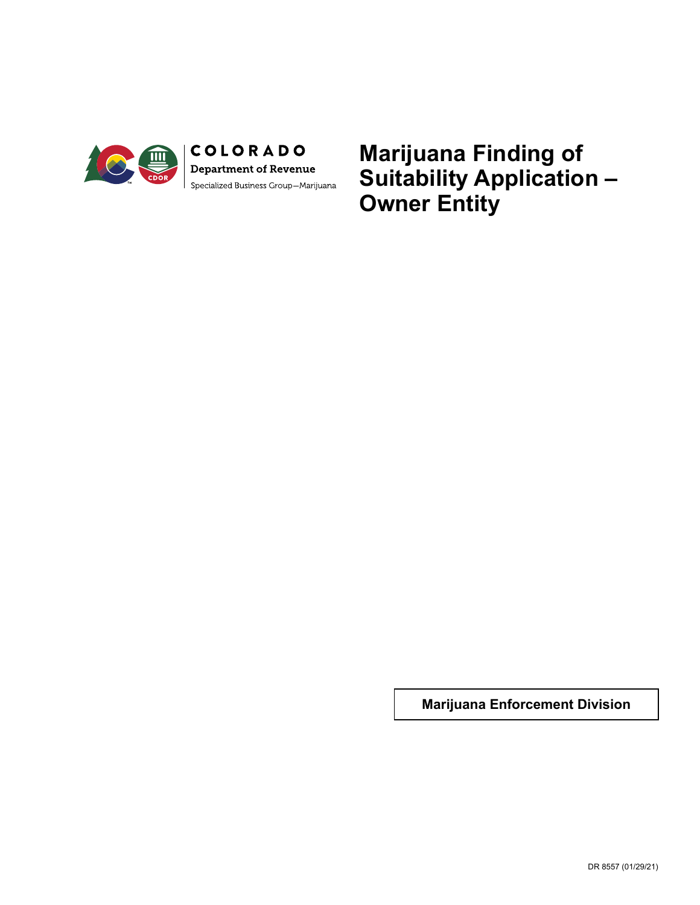COLORADO

Department of Revenue

Specialized Business Group—Marijuana

# Marijuana Finding of Suitability Application – Owner Entity

**Marijuana Enforcement Division**

DR 8557 (01/29/21)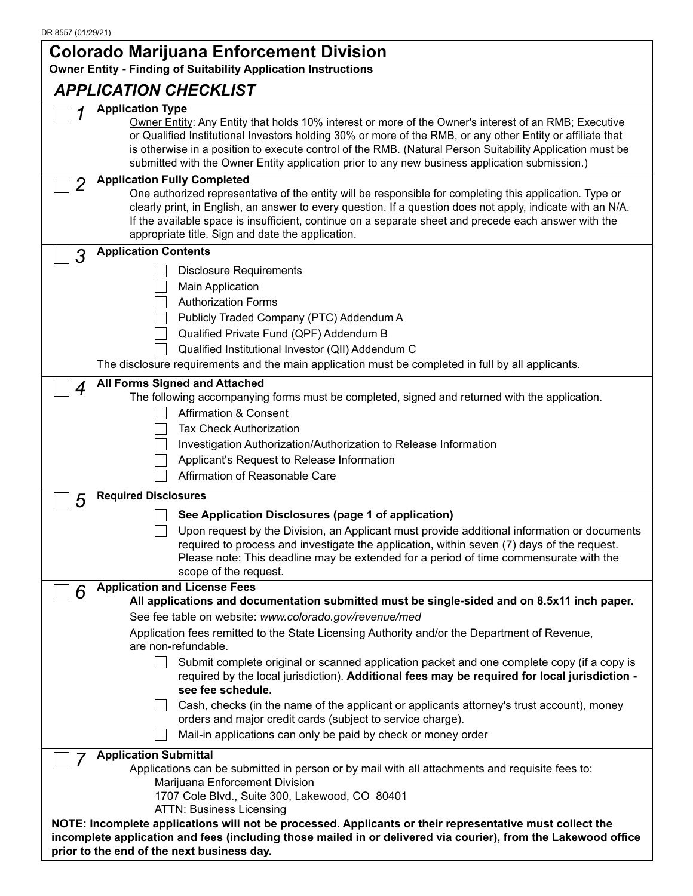DR 8557 (01/29/21)

# Colorado Marijuana Enforcement Division

**Owner Entity - Finding of Suitability Application Instructions**

## *APPLICATION CHECKLIST*

☐ *1* **Application Type**

<u>Owner Entity</u>: Any Entity that holds 10% interest or more of the Owner's interest of an RMB; Executive or Qualified Institutional Investors holding 30% or more of the RMB, or any other Entity or affiliate that is otherwise in a position to execute control of the RMB. (Natural Person Suitability Application must be submitted with the Owner Entity application prior to any new business application submission.)

☐ *2* **Application Fully Completed**

One authorized representative of the entity will be responsible for completing this application. Type or clearly print, in English, an answer to every question. If a question does not apply, indicate with an N/A. If the available space is insufficient, continue on a separate sheet and precede each answer with the appropriate title. Sign and date the application.

☐ *3* **Application Contents**

- ☐ Disclosure Requirements
- ☐ Main Application
- ☐ Authorization Forms
- ☐ Publicly Traded Company (PTC) Addendum A
- ☐ Qualified Private Fund (QPF) Addendum B
- ☐ Qualified Institutional Investor (QII) Addendum C

The disclosure requirements and the main application must be completed in full by all applicants.

☐ *4* **All Forms Signed and Attached**

The following accompanying forms must be completed, signed and returned with the application.

- ☐ Affirmation & Consent
- ☐ Tax Check Authorization
- ☐ Investigation Authorization/Authorization to Release Information
- ☐ Applicant's Request to Release Information
- ☐ Affirmation of Reasonable Care

☐ *5* **Required Disclosures**

- ☐ **See Application Disclosures (page 1 of application)**
- ☐ Upon request by the Division, an Applicant must provide additional information or documents required to process and investigate the application, within seven (7) days of the request. Please note: This deadline may be extended for a period of time commensurate with the scope of the request.

☐ *6* **Application and License Fees**

**All applications and documentation submitted must be single-sided and on 8.5x11 inch paper.**

See fee table on website: *www.colorado.gov/revenue/med*

Application fees remitted to the State Licensing Authority and/or the Department of Revenue, are non-refundable.

- ☐ Submit complete original or scanned application packet and one complete copy (if a copy is required by the local jurisdiction). **Additional fees may be required for local jurisdiction - see fee schedule.**
- ☐ Cash, checks (in the name of the applicant or applicants attorney's trust account), money orders and major credit cards (subject to service charge).
- ☐ Mail-in applications can only be paid by check or money order

☐ *7* **Application Submittal**

Applications can be submitted in person or by mail with all attachments and requisite fees to:

Marijuana Enforcement Division
1707 Cole Blvd., Suite 300, Lakewood, CO 80401
ATTN: Business Licensing

**NOTE: Incomplete applications will not be processed. Applicants or their representative must collect the incomplete application and fees (including those mailed in or delivered via courier), from the Lakewood office prior to the end of the next business day.**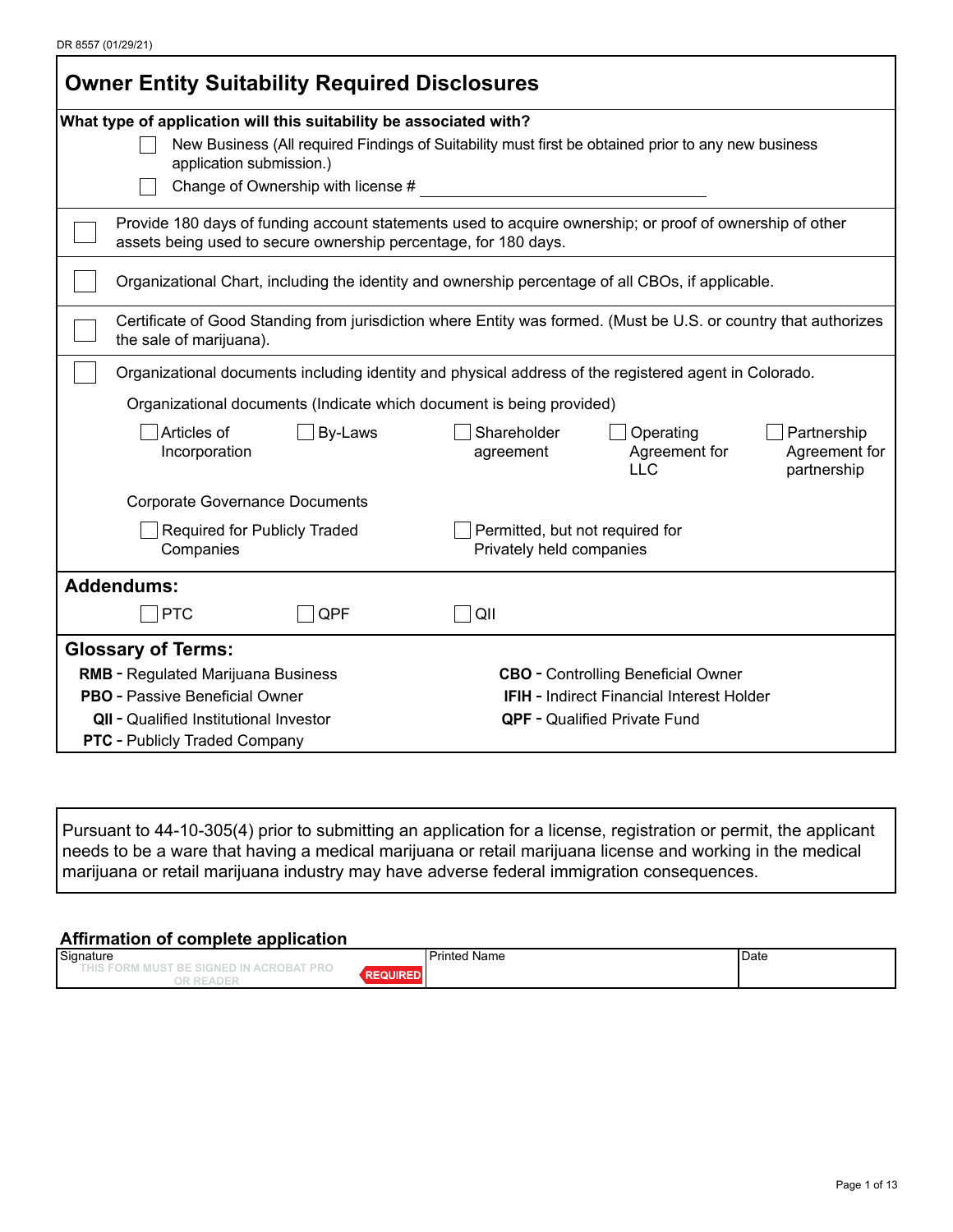# Owner Entity Suitability Required Disclosures

**What type of application will this suitability be associated with?**

- [ ] New Business (All required Findings of Suitability must first be obtained prior to any new business application submission.)
- [ ] Change of Ownership with license # ______________________

- [ ] Provide 180 days of funding account statements used to acquire ownership; or proof of ownership of other assets being used to secure ownership percentage, for 180 days.

- [ ] Organizational Chart, including the identity and ownership percentage of all CBOs, if applicable.

- [ ] Certificate of Good Standing from jurisdiction where Entity was formed. (Must be U.S. or country that authorizes the sale of marijuana).

- [ ] Organizational documents including identity and physical address of the registered agent in Colorado.

Organizational documents (Indicate which document is being provided)

- [ ] Articles of Incorporation
- [ ] By-Laws
- [ ] Shareholder agreement
- [ ] Operating Agreement for LLC
- [ ] Partnership Agreement for partnership

Corporate Governance Documents

- [ ] Required for Publicly Traded Companies
- [ ] Permitted, but not required for Privately held companies

## Addendums:

- [ ] PTC
- [ ] QPF
- [ ] QII

## Glossary of Terms:

**RMB** - Regulated Marijuana Business
**CBO** - Controlling Beneficial Owner
**PBO** - Passive Beneficial Owner
**IFIH** - Indirect Financial Interest Holder
**QII** - Qualified Institutional Investor
**QPF** - Qualified Private Fund
**PTC** - Publicly Traded Company

Pursuant to 44-10-305(4) prior to submitting an application for a license, registration or permit, the applicant needs to be a ware that having a medical marijuana or retail marijuana license and working in the medical marijuana or retail marijuana industry may have adverse federal immigration consequences.

### Affirmation of complete application

| Signature | Printed Name | Date |
|---|---|---|
| THIS FORM MUST BE SIGNED IN ACROBAT PRO OR READER REQUIRED | | |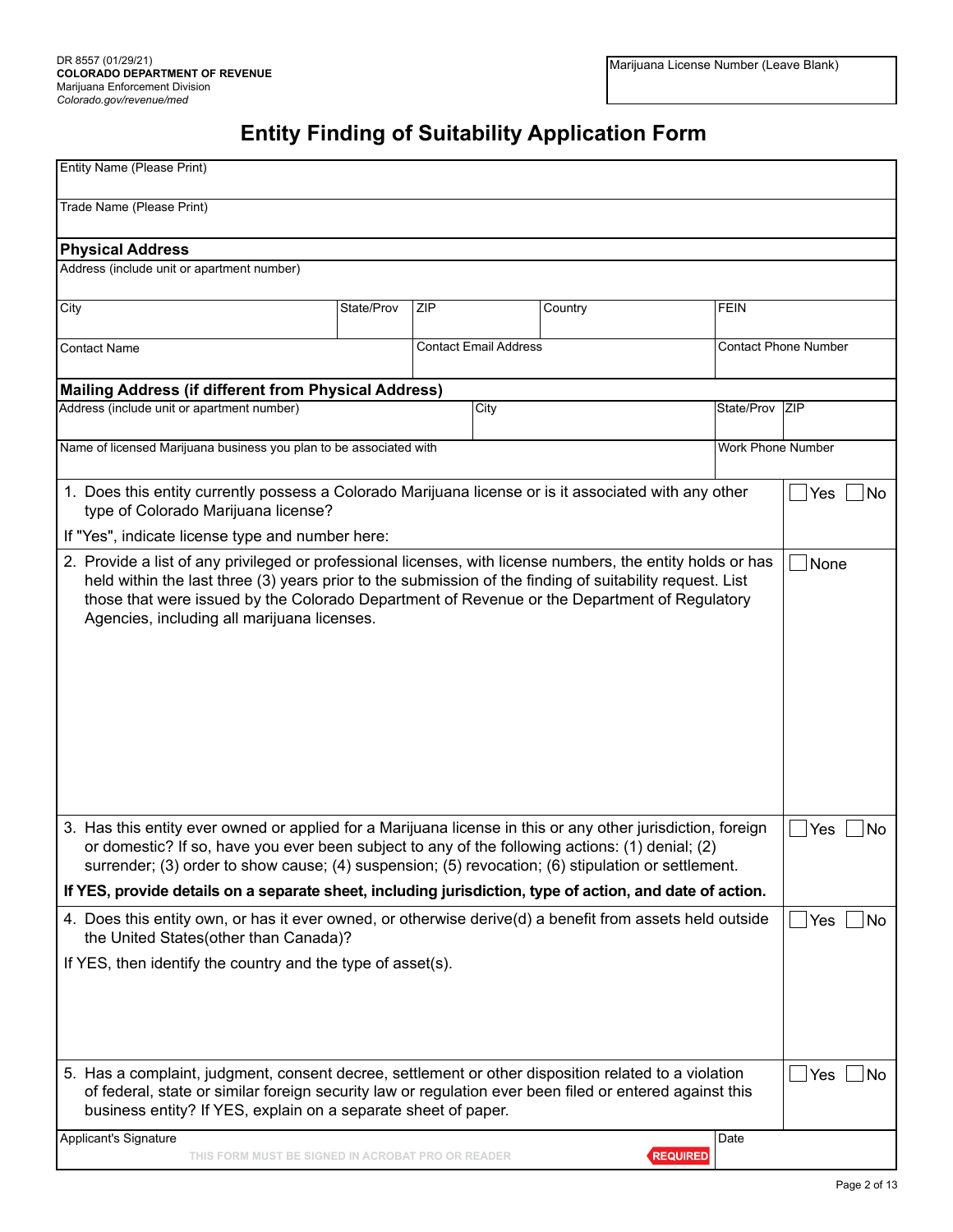DR 8557 (01/29/21)
**COLORADO DEPARTMENT OF REVENUE**
Marijuana Enforcement Division
*Colorado.gov/revenue/med*

| Marijuana License Number (Leave Blank) |
|---|
| |

# Entity Finding of Suitability Application Form

| Entity Name (Please Print) | | | | |
|---|---|---|---|---|
| Trade Name (Please Print) | | | | |

**Physical Address**

| Address (include unit or apartment number) | | | | |
|---|---|---|---|---|
| City | State/Prov | ZIP | Country | FEIN |
| Contact Name | | Contact Email Address | | Contact Phone Number |

**Mailing Address (if different from Physical Address)**

| Address (include unit or apartment number) | City | State/Prov | ZIP |
|---|---|---|---|
| Name of licensed Marijuana business you plan to be associated with | | Work Phone Number | |

1. Does this entity currently possess a Colorado Marijuana license or is it associated with any other type of Colorado Marijuana license? ☐ Yes ☐ No

   If "Yes", indicate license type and number here:

2. Provide a list of any privileged or professional licenses, with license numbers, the entity holds or has held within the last three (3) years prior to the submission of the finding of suitability request. List those that were issued by the Colorado Department of Revenue or the Department of Regulatory Agencies, including all marijuana licenses. ☐ None

3. Has this entity ever owned or applied for a Marijuana license in this or any other jurisdiction, foreign or domestic? If so, have you ever been subject to any of the following actions: (1) denial; (2) surrender; (3) order to show cause; (4) suspension; (5) revocation; (6) stipulation or settlement. ☐ Yes ☐ No

   **If YES, provide details on a separate sheet, including jurisdiction, type of action, and date of action.**

4. Does this entity own, or has it ever owned, or otherwise derive(d) a benefit from assets held outside the United States(other than Canada)? ☐ Yes ☐ No

   If YES, then identify the country and the type of asset(s).

5. Has a complaint, judgment, consent decree, settlement or other disposition related to a violation of federal, state or similar foreign security law or regulation ever been filed or entered against this business entity? If YES, explain on a separate sheet of paper. ☐ Yes ☐ No

| Applicant's Signature | Date |
|---|---|
| THIS FORM MUST BE SIGNED IN ACROBAT PRO OR READER — REQUIRED | |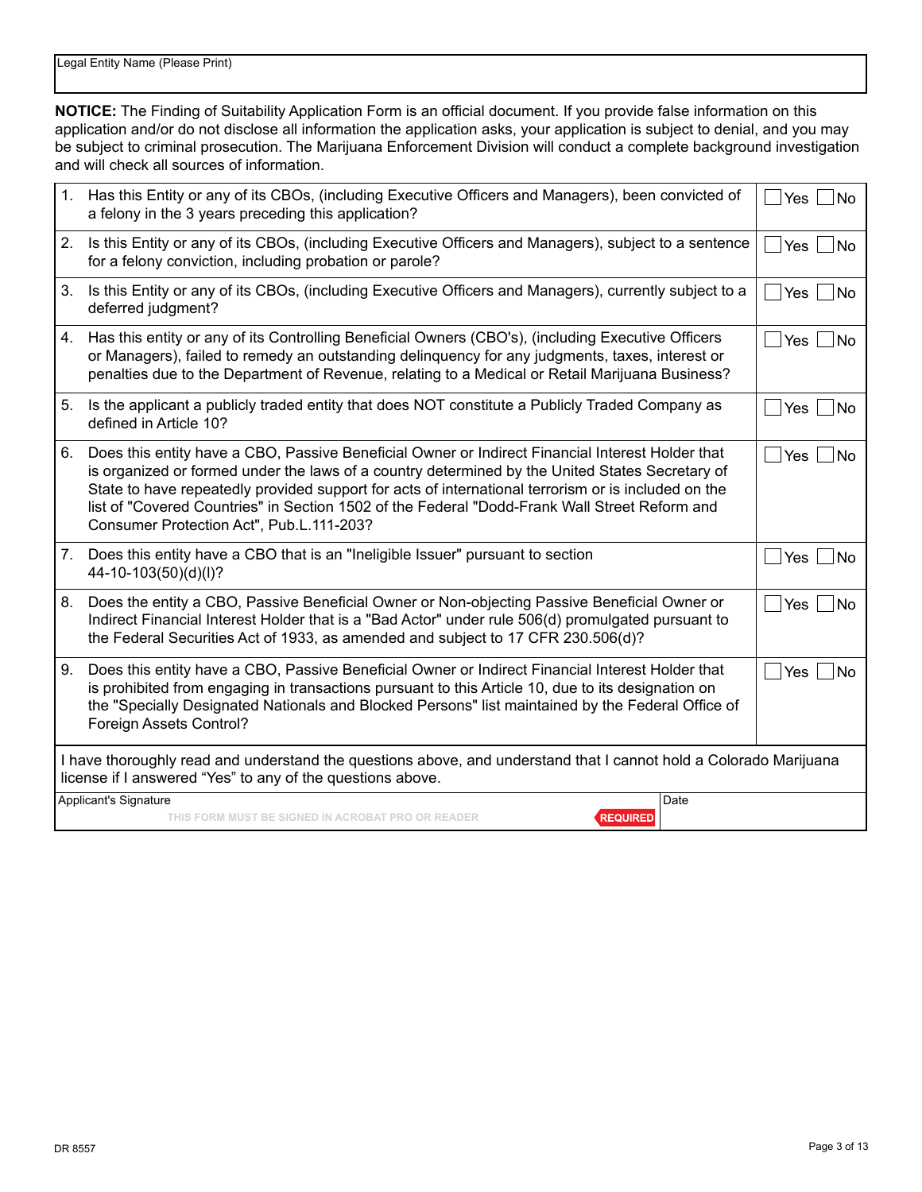| Legal Entity Name (Please Print) |
|---|
| |

**NOTICE:** The Finding of Suitability Application Form is an official document. If you provide false information on this application and/or do not disclose all information the application asks, your application is subject to denial, and you may be subject to criminal prosecution. The Marijuana Enforcement Division will conduct a complete background investigation and will check all sources of information.

| | Question | Answer |
|---|---|---|
| 1. | Has this Entity or any of its CBOs, (including Executive Officers and Managers), been convicted of a felony in the 3 years preceding this application? | ☐ Yes ☐ No |
| 2. | Is this Entity or any of its CBOs, (including Executive Officers and Managers), subject to a sentence for a felony conviction, including probation or parole? | ☐ Yes ☐ No |
| 3. | Is this Entity or any of its CBOs, (including Executive Officers and Managers), currently subject to a deferred judgment? | ☐ Yes ☐ No |
| 4. | Has this entity or any of its Controlling Beneficial Owners (CBO's), (including Executive Officers or Managers), failed to remedy an outstanding delinquency for any judgments, taxes, interest or penalties due to the Department of Revenue, relating to a Medical or Retail Marijuana Business? | ☐ Yes ☐ No |
| 5. | Is the applicant a publicly traded entity that does NOT constitute a Publicly Traded Company as defined in Article 10? | ☐ Yes ☐ No |
| 6. | Does this entity have a CBO, Passive Beneficial Owner or Indirect Financial Interest Holder that is organized or formed under the laws of a country determined by the United States Secretary of State to have repeatedly provided support for acts of international terrorism or is included on the list of "Covered Countries" in Section 1502 of the Federal "Dodd-Frank Wall Street Reform and Consumer Protection Act", Pub.L.111-203? | ☐ Yes ☐ No |
| 7. | Does this entity have a CBO that is an "Ineligible Issuer" pursuant to section 44-10-103(50)(d)(l)? | ☐ Yes ☐ No |
| 8. | Does the entity a CBO, Passive Beneficial Owner or Non-objecting Passive Beneficial Owner or Indirect Financial Interest Holder that is a "Bad Actor" under rule 506(d) promulgated pursuant to the Federal Securities Act of 1933, as amended and subject to 17 CFR 230.506(d)? | ☐ Yes ☐ No |
| 9. | Does this entity have a CBO, Passive Beneficial Owner or Indirect Financial Interest Holder that is prohibited from engaging in transactions pursuant to this Article 10, due to its designation on the "Specially Designated Nationals and Blocked Persons" list maintained by the Federal Office of Foreign Assets Control? | ☐ Yes ☐ No |

I have thoroughly read and understand the questions above, and understand that I cannot hold a Colorado Marijuana license if I answered "Yes" to any of the questions above.

| Applicant's Signature | Date |
|---|---|
| THIS FORM MUST BE SIGNED IN ACROBAT PRO OR READER — REQUIRED | |

DR 8557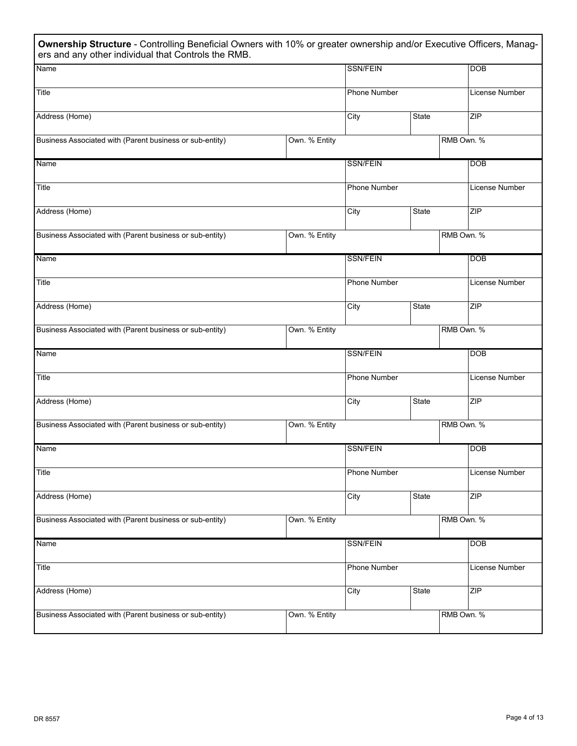**Ownership Structure** - Controlling Beneficial Owners with 10% or greater ownership and/or Executive Officers, Managers and any other individual that Controls the RMB.

| Name | | SSN/FEIN | | DOB |
|---|---|---|---|---|
| Title | | Phone Number | | License Number |
| Address (Home) | | City | State | ZIP |
| Business Associated with (Parent business or sub-entity) | Own. % Entity | | RMB Own. % | |

| Name | | SSN/FEIN | | DOB |
|---|---|---|---|---|
| Title | | Phone Number | | License Number |
| Address (Home) | | City | State | ZIP |
| Business Associated with (Parent business or sub-entity) | Own. % Entity | | RMB Own. % | |

| Name | | SSN/FEIN | | DOB |
|---|---|---|---|---|
| Title | | Phone Number | | License Number |
| Address (Home) | | City | State | ZIP |
| Business Associated with (Parent business or sub-entity) | Own. % Entity | | RMB Own. % | |

| Name | | SSN/FEIN | | DOB |
|---|---|---|---|---|
| Title | | Phone Number | | License Number |
| Address (Home) | | City | State | ZIP |
| Business Associated with (Parent business or sub-entity) | Own. % Entity | | RMB Own. % | |

| Name | | SSN/FEIN | | DOB |
|---|---|---|---|---|
| Title | | Phone Number | | License Number |
| Address (Home) | | City | State | ZIP |
| Business Associated with (Parent business or sub-entity) | Own. % Entity | | RMB Own. % | |

| Name | | SSN/FEIN | | DOB |
|---|---|---|---|---|
| Title | | Phone Number | | License Number |
| Address (Home) | | City | State | ZIP |
| Business Associated with (Parent business or sub-entity) | Own. % Entity | | RMB Own. % | |

DR 8557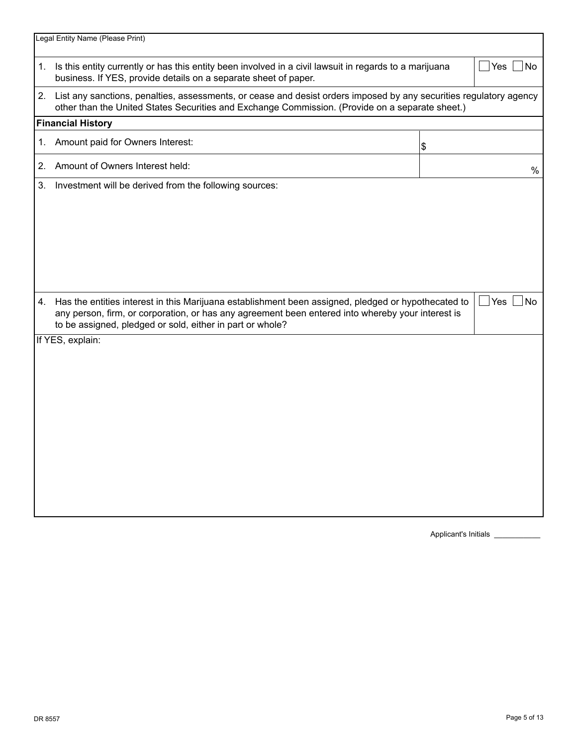Legal Entity Name (Please Print)

1. Is this entity currently or has this entity been involved in a civil lawsuit in regards to a marijuana business. If YES, provide details on a separate sheet of paper. ☐ Yes ☐ No

2. List any sanctions, penalties, assessments, or cease and desist orders imposed by any securities regulatory agency other than the United States Securities and Exchange Commission. (Provide on a separate sheet.)

**Financial History**

| | |
|---|---|
| 1. Amount paid for Owners Interest: | $ |
| 2. Amount of Owners Interest held: | % |

3. Investment will be derived from the following sources:

4. Has the entities interest in this Marijuana establishment been assigned, pledged or hypothecated to any person, firm, or corporation, or has any agreement been entered into whereby your interest is to be assigned, pledged or sold, either in part or whole? ☐ Yes ☐ No

If YES, explain:

Applicant's Initials ___________

DR 8557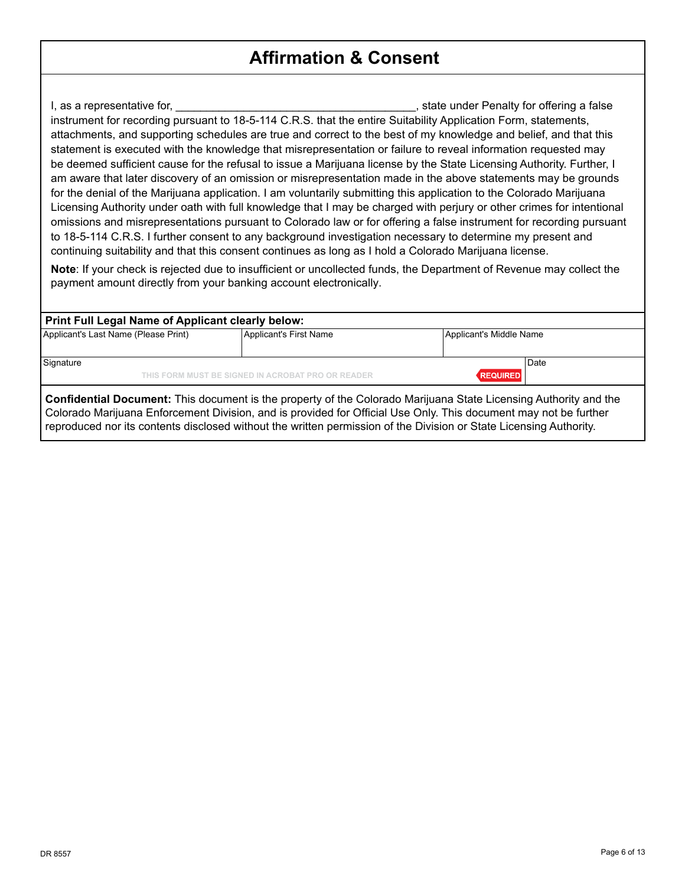# Affirmation & Consent

I, as a representative for, ______________________________________, state under Penalty for offering a false instrument for recording pursuant to 18-5-114 C.R.S. that the entire Suitability Application Form, statements, attachments, and supporting schedules are true and correct to the best of my knowledge and belief, and that this statement is executed with the knowledge that misrepresentation or failure to reveal information requested may be deemed sufficient cause for the refusal to issue a Marijuana license by the State Licensing Authority. Further, I am aware that later discovery of an omission or misrepresentation made in the above statements may be grounds for the denial of the Marijuana application. I am voluntarily submitting this application to the Colorado Marijuana Licensing Authority under oath with full knowledge that I may be charged with perjury or other crimes for intentional omissions and misrepresentations pursuant to Colorado law or for offering a false instrument for recording pursuant to 18-5-114 C.R.S. I further consent to any background investigation necessary to determine my present and continuing suitability and that this consent continues as long as I hold a Colorado Marijuana license.

**Note**: If your check is rejected due to insufficient or uncollected funds, the Department of Revenue may collect the payment amount directly from your banking account electronically.

**Print Full Legal Name of Applicant clearly below:**

| Applicant's Last Name (Please Print) | Applicant's First Name | Applicant's Middle Name |
|---|---|---|
| | | |

| Signature | Date |
|---|---|
| THIS FORM MUST BE SIGNED IN ACROBAT PRO OR READER REQUIRED | |

**Confidential Document:** This document is the property of the Colorado Marijuana State Licensing Authority and the Colorado Marijuana Enforcement Division, and is provided for Official Use Only. This document may not be further reproduced nor its contents disclosed without the written permission of the Division or State Licensing Authority.

DR 8557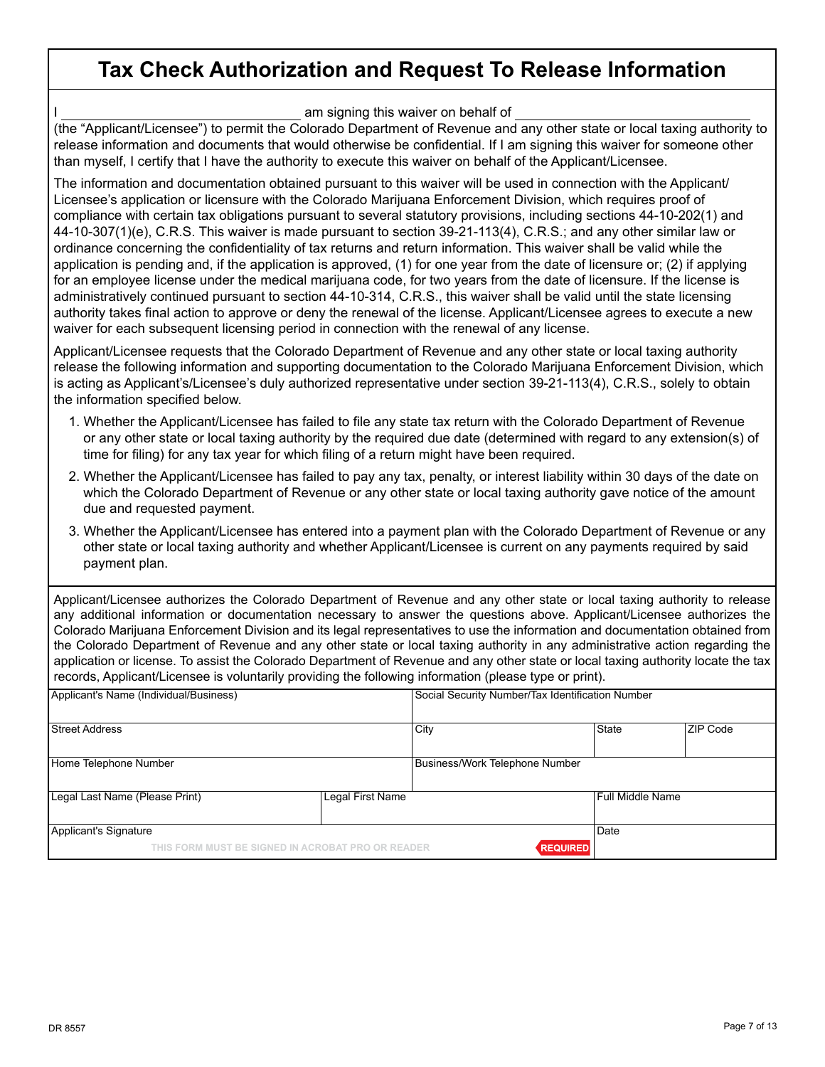# Tax Check Authorization and Request To Release Information

I ______________________________ am signing this waiver on behalf of ______________________________ (the "Applicant/Licensee") to permit the Colorado Department of Revenue and any other state or local taxing authority to release information and documents that would otherwise be confidential. If I am signing this waiver for someone other than myself, I certify that I have the authority to execute this waiver on behalf of the Applicant/Licensee.

The information and documentation obtained pursuant to this waiver will be used in connection with the Applicant/Licensee's application or licensure with the Colorado Marijuana Enforcement Division, which requires proof of compliance with certain tax obligations pursuant to several statutory provisions, including sections 44-10-202(1) and 44-10-307(1)(e), C.R.S. This waiver is made pursuant to section 39-21-113(4), C.R.S.; and any other similar law or ordinance concerning the confidentiality of tax returns and return information. This waiver shall be valid while the application is pending and, if the application is approved, (1) for one year from the date of licensure or; (2) if applying for an employee license under the medical marijuana code, for two years from the date of licensure. If the license is administratively continued pursuant to section 44-10-314, C.R.S., this waiver shall be valid until the state licensing authority takes final action to approve or deny the renewal of the license. Applicant/Licensee agrees to execute a new waiver for each subsequent licensing period in connection with the renewal of any license.

Applicant/Licensee requests that the Colorado Department of Revenue and any other state or local taxing authority release the following information and supporting documentation to the Colorado Marijuana Enforcement Division, which is acting as Applicant's/Licensee's duly authorized representative under section 39-21-113(4), C.R.S., solely to obtain the information specified below.

1. Whether the Applicant/Licensee has failed to file any state tax return with the Colorado Department of Revenue or any other state or local taxing authority by the required due date (determined with regard to any extension(s) of time for filing) for any tax year for which filing of a return might have been required.
2. Whether the Applicant/Licensee has failed to pay any tax, penalty, or interest liability within 30 days of the date on which the Colorado Department of Revenue or any other state or local taxing authority gave notice of the amount due and requested payment.
3. Whether the Applicant/Licensee has entered into a payment plan with the Colorado Department of Revenue or any other state or local taxing authority and whether Applicant/Licensee is current on any payments required by said payment plan.

Applicant/Licensee authorizes the Colorado Department of Revenue and any other state or local taxing authority to release any additional information or documentation necessary to answer the questions above. Applicant/Licensee authorizes the Colorado Marijuana Enforcement Division and its legal representatives to use the information and documentation obtained from the Colorado Department of Revenue and any other state or local taxing authority in any administrative action regarding the application or license. To assist the Colorado Department of Revenue and any other state or local taxing authority locate the tax records, Applicant/Licensee is voluntarily providing the following information (please type or print).

| Applicant's Name (Individual/Business) | | Social Security Number/Tax Identification Number | | |
|---|---|---|---|---|
| Street Address | | City | State | ZIP Code |
| Home Telephone Number | | Business/Work Telephone Number | | |
| Legal Last Name (Please Print) | Legal First Name | | Full Middle Name | |
| Applicant's Signature<br>THIS FORM MUST BE SIGNED IN ACROBAT PRO OR READER — REQUIRED | | | Date | |

DR 8557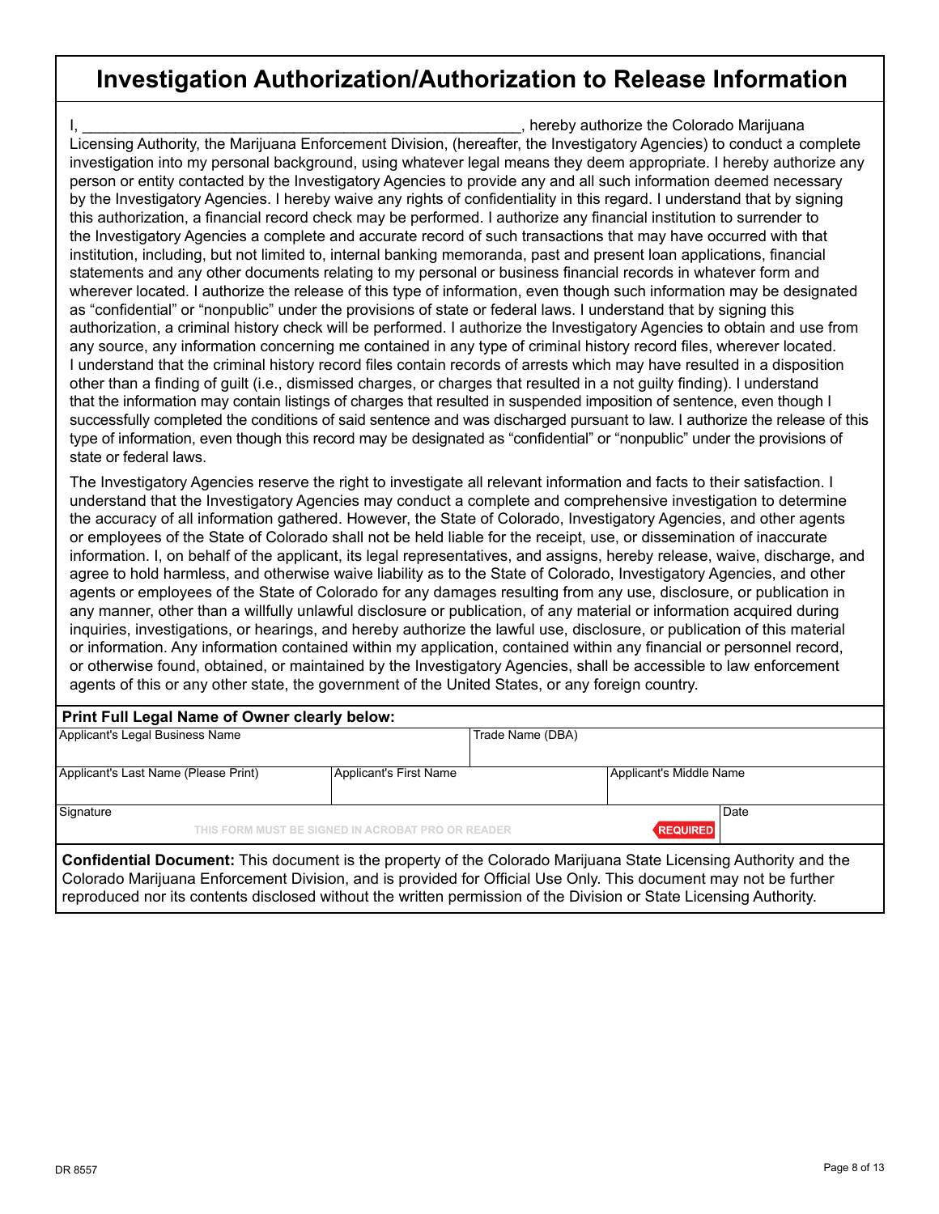# Investigation Authorization/Authorization to Release Information

I, _____________________________________________________, hereby authorize the Colorado Marijuana Licensing Authority, the Marijuana Enforcement Division, (hereafter, the Investigatory Agencies) to conduct a complete investigation into my personal background, using whatever legal means they deem appropriate. I hereby authorize any person or entity contacted by the Investigatory Agencies to provide any and all such information deemed necessary by the Investigatory Agencies. I hereby waive any rights of confidentiality in this regard. I understand that by signing this authorization, a financial record check may be performed. I authorize any financial institution to surrender to the Investigatory Agencies a complete and accurate record of such transactions that may have occurred with that institution, including, but not limited to, internal banking memoranda, past and present loan applications, financial statements and any other documents relating to my personal or business financial records in whatever form and wherever located. I authorize the release of this type of information, even though such information may be designated as "confidential" or "nonpublic" under the provisions of state or federal laws. I understand that by signing this authorization, a criminal history check will be performed. I authorize the Investigatory Agencies to obtain and use from any source, any information concerning me contained in any type of criminal history record files, wherever located. I understand that the criminal history record files contain records of arrests which may have resulted in a disposition other than a finding of guilt (i.e., dismissed charges, or charges that resulted in a not guilty finding). I understand that the information may contain listings of charges that resulted in suspended imposition of sentence, even though I successfully completed the conditions of said sentence and was discharged pursuant to law. I authorize the release of this type of information, even though this record may be designated as "confidential" or "nonpublic" under the provisions of state or federal laws.

The Investigatory Agencies reserve the right to investigate all relevant information and facts to their satisfaction. I understand that the Investigatory Agencies may conduct a complete and comprehensive investigation to determine the accuracy of all information gathered. However, the State of Colorado, Investigatory Agencies, and other agents or employees of the State of Colorado shall not be held liable for the receipt, use, or dissemination of inaccurate information. I, on behalf of the applicant, its legal representatives, and assigns, hereby release, waive, discharge, and agree to hold harmless, and otherwise waive liability as to the State of Colorado, Investigatory Agencies, and other agents or employees of the State of Colorado for any damages resulting from any use, disclosure, or publication in any manner, other than a willfully unlawful disclosure or publication, of any material or information acquired during inquiries, investigations, or hearings, and hereby authorize the lawful use, disclosure, or publication of this material or information. Any information contained within my application, contained within any financial or personnel record, or otherwise found, obtained, or maintained by the Investigatory Agencies, shall be accessible to law enforcement agents of this or any other state, the government of the United States, or any foreign country.

**Print Full Legal Name of Owner clearly below:**

| Applicant's Legal Business Name | | Trade Name (DBA) | |
|---|---|---|---|
| **Applicant's Last Name (Please Print)** | **Applicant's First Name** | | **Applicant's Middle Name** |
| **Signature** (THIS FORM MUST BE SIGNED IN ACROBAT PRO OR READER) | | REQUIRED | **Date** |

**Confidential Document:** This document is the property of the Colorado Marijuana State Licensing Authority and the Colorado Marijuana Enforcement Division, and is provided for Official Use Only. This document may not be further reproduced nor its contents disclosed without the written permission of the Division or State Licensing Authority.

DR 8557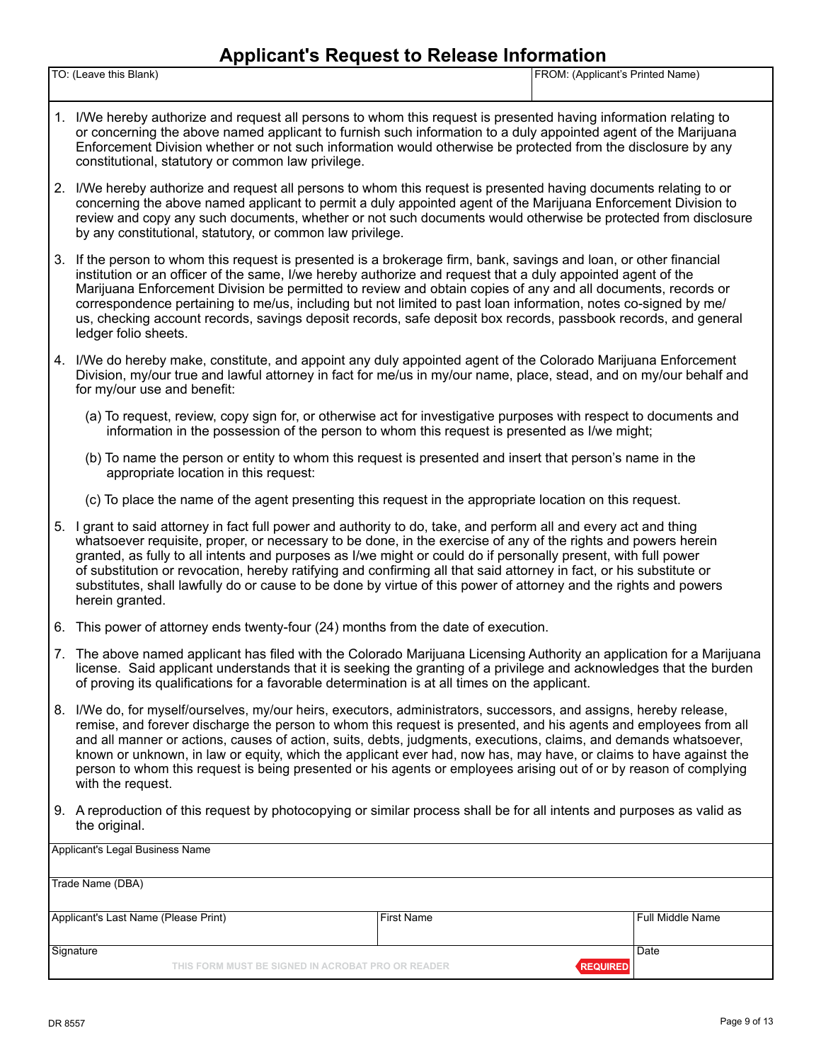# Applicant's Request to Release Information

| TO: (Leave this Blank) | FROM: (Applicant's Printed Name) |
|---|---|
| | |

1. I/We hereby authorize and request all persons to whom this request is presented having information relating to or concerning the above named applicant to furnish such information to a duly appointed agent of the Marijuana Enforcement Division whether or not such information would otherwise be protected from the disclosure by any constitutional, statutory or common law privilege.
2. I/We hereby authorize and request all persons to whom this request is presented having documents relating to or concerning the above named applicant to permit a duly appointed agent of the Marijuana Enforcement Division to review and copy any such documents, whether or not such documents would otherwise be protected from disclosure by any constitutional, statutory, or common law privilege.
3. If the person to whom this request is presented is a brokerage firm, bank, savings and loan, or other financial institution or an officer of the same, I/we hereby authorize and request that a duly appointed agent of the Marijuana Enforcement Division be permitted to review and obtain copies of any and all documents, records or correspondence pertaining to me/us, including but not limited to past loan information, notes co-signed by me/us, checking account records, savings deposit records, safe deposit box records, passbook records, and general ledger folio sheets.
4. I/We do hereby make, constitute, and appoint any duly appointed agent of the Colorado Marijuana Enforcement Division, my/our true and lawful attorney in fact for me/us in my/our name, place, stead, and on my/our behalf and for my/our use and benefit:
   (a) To request, review, copy sign for, or otherwise act for investigative purposes with respect to documents and information in the possession of the person to whom this request is presented as I/we might;
   (b) To name the person or entity to whom this request is presented and insert that person's name in the appropriate location in this request:
   (c) To place the name of the agent presenting this request in the appropriate location on this request.
5. I grant to said attorney in fact full power and authority to do, take, and perform all and every act and thing whatsoever requisite, proper, or necessary to be done, in the exercise of any of the rights and powers herein granted, as fully to all intents and purposes as I/we might or could do if personally present, with full power of substitution or revocation, hereby ratifying and confirming all that said attorney in fact, or his substitute or substitutes, shall lawfully do or cause to be done by virtue of this power of attorney and the rights and powers herein granted.
6. This power of attorney ends twenty-four (24) months from the date of execution.
7. The above named applicant has filed with the Colorado Marijuana Licensing Authority an application for a Marijuana license. Said applicant understands that it is seeking the granting of a privilege and acknowledges that the burden of proving its qualifications for a favorable determination is at all times on the applicant.
8. I/We do, for myself/ourselves, my/our heirs, executors, administrators, successors, and assigns, hereby release, remise, and forever discharge the person to whom this request is presented, and his agents and employees from all and all manner or actions, causes of action, suits, debts, judgments, executions, claims, and demands whatsoever, known or unknown, in law or equity, which the applicant ever had, now has, may have, or claims to have against the person to whom this request is being presented or his agents or employees arising out of or by reason of complying with the request.
9. A reproduction of this request by photocopying or similar process shall be for all intents and purposes as valid as the original.

| Applicant's Legal Business Name | | |
|---|---|---|
| Trade Name (DBA) | | |
| Applicant's Last Name (Please Print) | First Name | Full Middle Name |
| Signature<br>THIS FORM MUST BE SIGNED IN ACROBAT PRO OR READER — REQUIRED | | Date |

DR 8557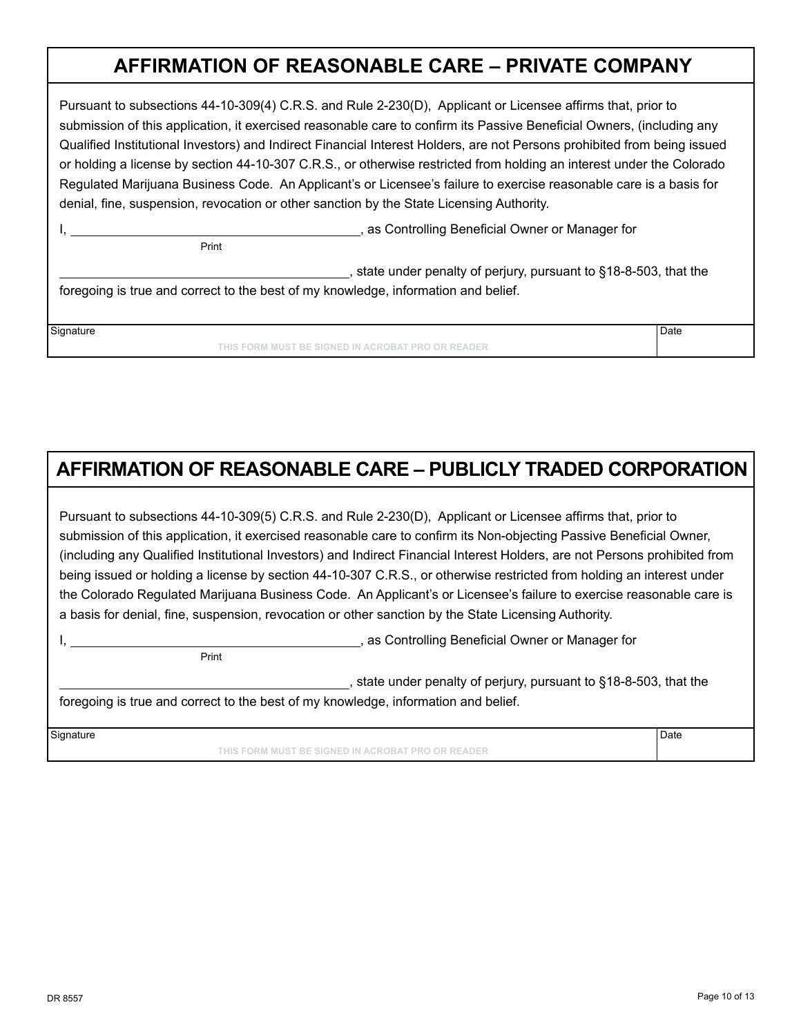## AFFIRMATION OF REASONABLE CARE – PRIVATE COMPANY

Pursuant to subsections 44-10-309(4) C.R.S. and Rule 2-230(D), Applicant or Licensee affirms that, prior to submission of this application, it exercised reasonable care to confirm its Passive Beneficial Owners, (including any Qualified Institutional Investors) and Indirect Financial Interest Holders, are not Persons prohibited from being issued or holding a license by section 44-10-307 C.R.S., or otherwise restricted from holding an interest under the Colorado Regulated Marijuana Business Code. An Applicant's or Licensee's failure to exercise reasonable care is a basis for denial, fine, suspension, revocation or other sanction by the State Licensing Authority.

I, ____________________________________, as Controlling Beneficial Owner or Manager for
Print

____________________________________, state under penalty of perjury, pursuant to §18-8-503, that the foregoing is true and correct to the best of my knowledge, information and belief.

| Signature | Date |
|---|---|
| THIS FORM MUST BE SIGNED IN ACROBAT PRO OR READER | |

## AFFIRMATION OF REASONABLE CARE – PUBLICLY TRADED CORPORATION

Pursuant to subsections 44-10-309(5) C.R.S. and Rule 2-230(D), Applicant or Licensee affirms that, prior to submission of this application, it exercised reasonable care to confirm its Non-objecting Passive Beneficial Owner, (including any Qualified Institutional Investors) and Indirect Financial Interest Holders, are not Persons prohibited from being issued or holding a license by section 44-10-307 C.R.S., or otherwise restricted from holding an interest under the Colorado Regulated Marijuana Business Code. An Applicant's or Licensee's failure to exercise reasonable care is a basis for denial, fine, suspension, revocation or other sanction by the State Licensing Authority.

I, ____________________________________, as Controlling Beneficial Owner or Manager for
Print

____________________________________, state under penalty of perjury, pursuant to §18-8-503, that the foregoing is true and correct to the best of my knowledge, information and belief.

| Signature | Date |
|---|---|
| THIS FORM MUST BE SIGNED IN ACROBAT PRO OR READER | |

DR 8557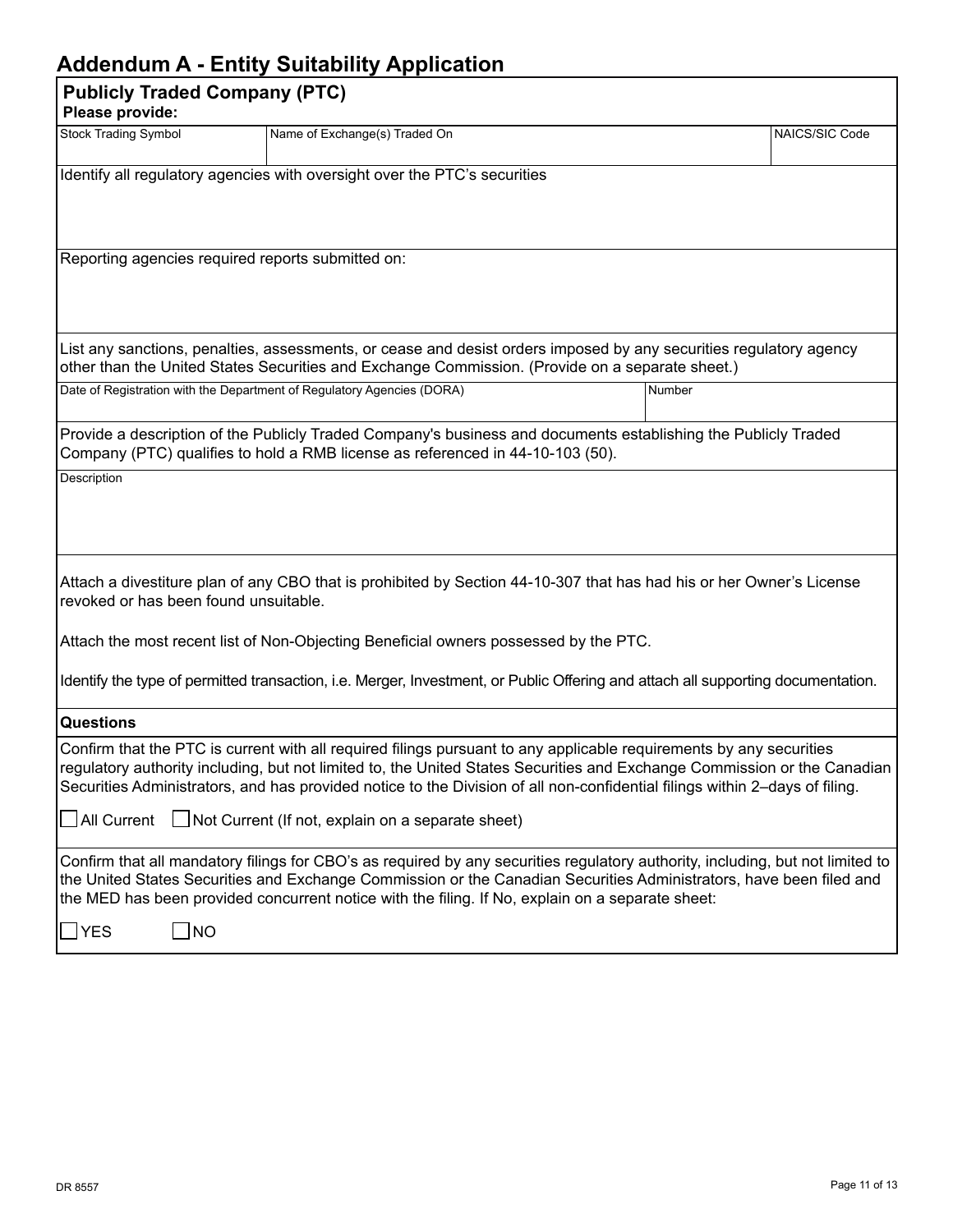# Addendum A - Entity Suitability Application

## Publicly Traded Company (PTC)

**Please provide:**

| Stock Trading Symbol | Name of Exchange(s) Traded On | NAICS/SIC Code |
|---|---|---|
| | | |

Identify all regulatory agencies with oversight over the PTC's securities

Reporting agencies required reports submitted on:

List any sanctions, penalties, assessments, or cease and desist orders imposed by any securities regulatory agency other than the United States Securities and Exchange Commission. (Provide on a separate sheet.)

| Date of Registration with the Department of Regulatory Agencies (DORA) | Number |
|---|---|
| | |

Provide a description of the Publicly Traded Company's business and documents establishing the Publicly Traded Company (PTC) qualifies to hold a RMB license as referenced in 44-10-103 (50).

Description

Attach a divestiture plan of any CBO that is prohibited by Section 44-10-307 that has had his or her Owner's License revoked or has been found unsuitable.

Attach the most recent list of Non-Objecting Beneficial owners possessed by the PTC.

Identify the type of permitted transaction, i.e. Merger, Investment, or Public Offering and attach all supporting documentation.

**Questions**

Confirm that the PTC is current with all required filings pursuant to any applicable requirements by any securities regulatory authority including, but not limited to, the United States Securities and Exchange Commission or the Canadian Securities Administrators, and has provided notice to the Division of all non-confidential filings within 2–days of filing.

☐ All Current ☐ Not Current (If not, explain on a separate sheet)

Confirm that all mandatory filings for CBO's as required by any securities regulatory authority, including, but not limited to the United States Securities and Exchange Commission or the Canadian Securities Administrators, have been filed and the MED has been provided concurrent notice with the filing. If No, explain on a separate sheet:

☐ YES ☐ NO

DR 8557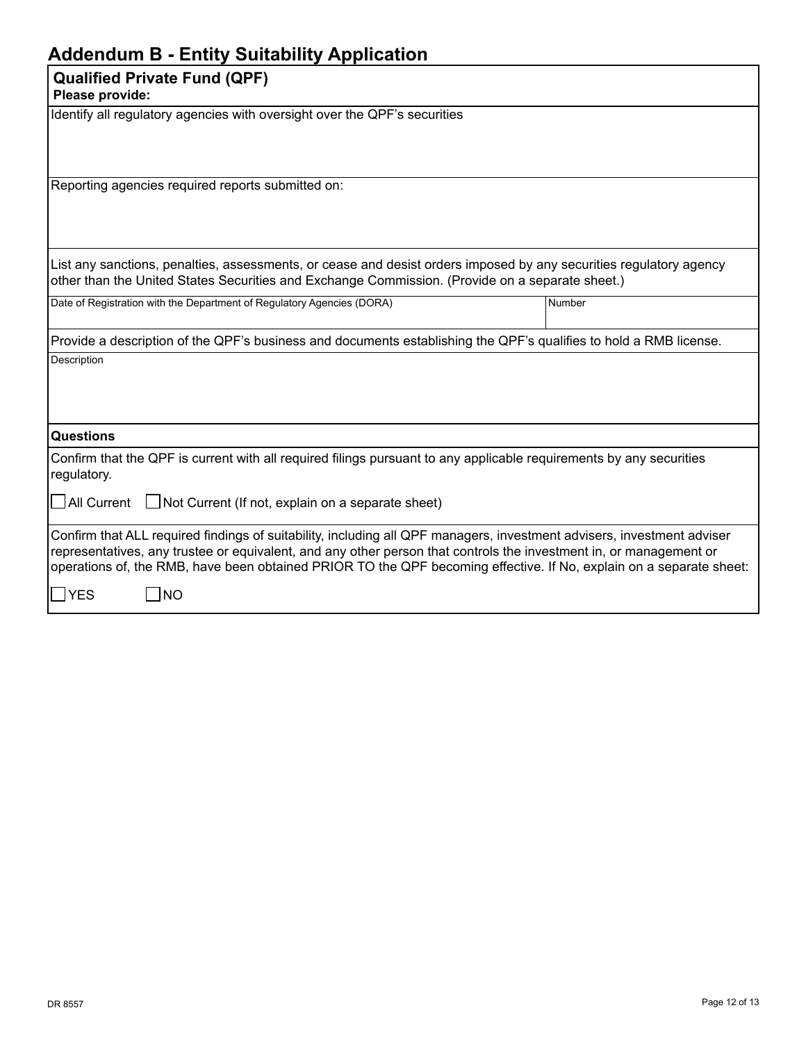# Addendum B - Entity Suitability Application

## Qualified Private Fund (QPF)

**Please provide:**

Identify all regulatory agencies with oversight over the QPF's securities

Reporting agencies required reports submitted on:

List any sanctions, penalties, assessments, or cease and desist orders imposed by any securities regulatory agency other than the United States Securities and Exchange Commission. (Provide on a separate sheet.)

| Date of Registration with the Department of Regulatory Agencies (DORA) | Number |
|---|---|
| | |

Provide a description of the QPF's business and documents establishing the QPF's qualifies to hold a RMB license.

Description

**Questions**

Confirm that the QPF is current with all required filings pursuant to any applicable requirements by any securities regulatory.

☐ All Current ☐ Not Current (If not, explain on a separate sheet)

Confirm that ALL required findings of suitability, including all QPF managers, investment advisers, investment adviser representatives, any trustee or equivalent, and any other person that controls the investment in, or management or operations of, the RMB, have been obtained PRIOR TO the QPF becoming effective. If No, explain on a separate sheet:

☐ YES ☐ NO

DR 8557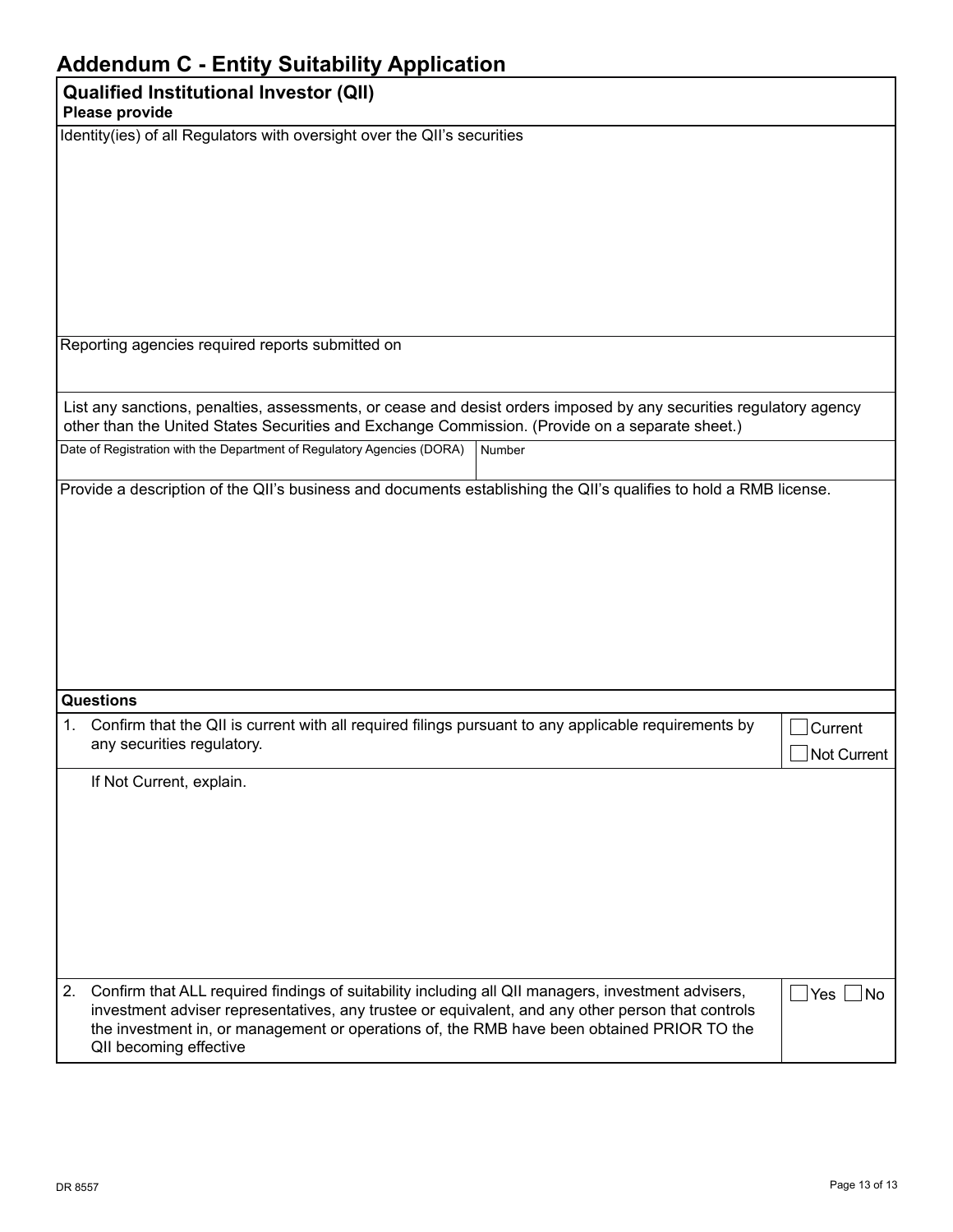# Addendum C - Entity Suitability Application

## Qualified Institutional Investor (QII)

**Please provide**

Identity(ies) of all Regulators with oversight over the QII's securities

Reporting agencies required reports submitted on

List any sanctions, penalties, assessments, or cease and desist orders imposed by any securities regulatory agency other than the United States Securities and Exchange Commission. (Provide on a separate sheet.)

| Date of Registration with the Department of Regulatory Agencies (DORA) | Number |
|---|---|
| | |

Provide a description of the QII's business and documents establishing the QII's qualifies to hold a RMB license.

**Questions**

| | Question | Response |
|---|---|---|
| 1. | Confirm that the QII is current with all required filings pursuant to any applicable requirements by any securities regulatory. | ☐ Current ☐ Not Current |
| | If Not Current, explain. | |
| 2. | Confirm that ALL required findings of suitability including all QII managers, investment advisers, investment adviser representatives, any trustee or equivalent, and any other person that controls the investment in, or management or operations of, the RMB have been obtained PRIOR TO the QII becoming effective | ☐ Yes ☐ No |

DR 8557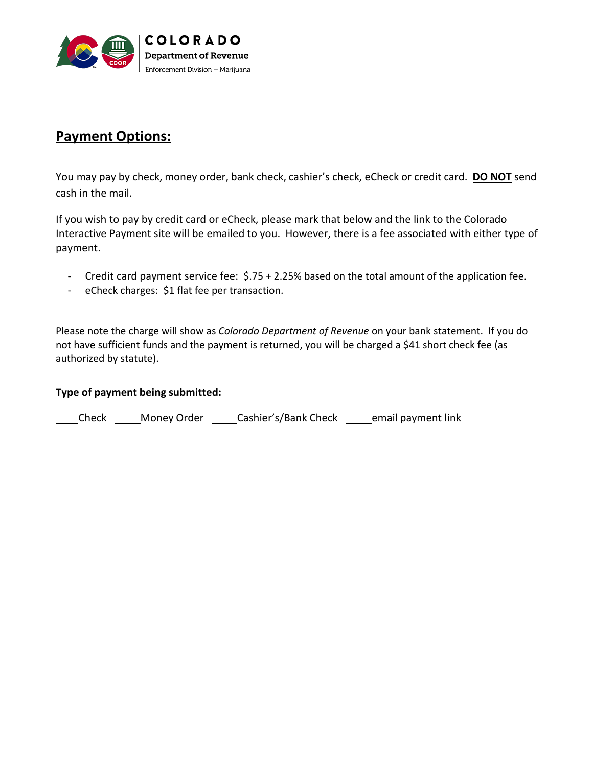COLORADO
Department of Revenue
Enforcement Division – Marijuana

## Payment Options:

You may pay by check, money order, bank check, cashier's check, eCheck or credit card. **DO NOT** send cash in the mail.

If you wish to pay by credit card or eCheck, please mark that below and the link to the Colorado Interactive Payment site will be emailed to you. However, there is a fee associated with either type of payment.

- Credit card payment service fee: $.75 + 2.25% based on the total amount of the application fee.
- eCheck charges: $1 flat fee per transaction.

Please note the charge will show as *Colorado Department of Revenue* on your bank statement. If you do not have sufficient funds and the payment is returned, you will be charged a $41 short check fee (as authorized by statute).

**Type of payment being submitted:**

____Check _____Money Order _____Cashier's/Bank Check _____email payment link